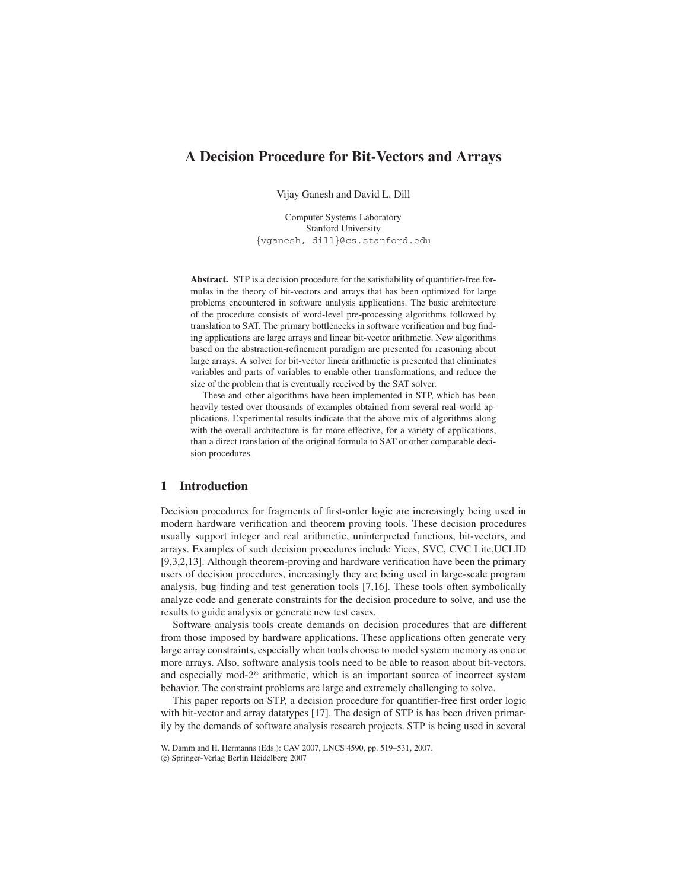# A Decision Procedure for Bit-Vectors and Arrays

Vijay Ganesh and David L. Dill

Computer Systems Laboratory
Stanford University
{vganesh, dill}@cs.stanford.edu

**Abstract.** STP is a decision procedure for the satisfiability of quantifier-free formulas in the theory of bit-vectors and arrays that has been optimized for large problems encountered in software analysis applications. The basic architecture of the procedure consists of word-level pre-processing algorithms followed by translation to SAT. The primary bottlenecks in software verification and bug finding applications are large arrays and linear bit-vector arithmetic. New algorithms based on the abstraction-refinement paradigm are presented for reasoning about large arrays. A solver for bit-vector linear arithmetic is presented that eliminates variables and parts of variables to enable other transformations, and reduce the size of the problem that is eventually received by the SAT solver.

These and other algorithms have been implemented in STP, which has been heavily tested over thousands of examples obtained from several real-world applications. Experimental results indicate that the above mix of algorithms along with the overall architecture is far more effective, for a variety of applications, than a direct translation of the original formula to SAT or other comparable decision procedures.

## 1 Introduction

Decision procedures for fragments of first-order logic are increasingly being used in modern hardware verification and theorem proving tools. These decision procedures usually support integer and real arithmetic, uninterpreted functions, bit-vectors, and arrays. Examples of such decision procedures include Yices, SVC, CVC Lite,UCLID [9,3,2,13]. Although theorem-proving and hardware verification have been the primary users of decision procedures, increasingly they are being used in large-scale program analysis, bug finding and test generation tools [7,16]. These tools often symbolically analyze code and generate constraints for the decision procedure to solve, and use the results to guide analysis or generate new test cases.

Software analysis tools create demands on decision procedures that are different from those imposed by hardware applications. These applications often generate very large array constraints, especially when tools choose to model system memory as one or more arrays. Also, software analysis tools need to be able to reason about bit-vectors, and especially mod-$2^n$ arithmetic, which is an important source of incorrect system behavior. The constraint problems are large and extremely challenging to solve.

This paper reports on STP, a decision procedure for quantifier-free first order logic with bit-vector and array datatypes [17]. The design of STP is has been driven primarily by the demands of software analysis research projects. STP is being used in several

W. Damm and H. Hermanns (Eds.): CAV 2007, LNCS 4590, pp. 519–531, 2007.
© Springer-Verlag Berlin Heidelberg 2007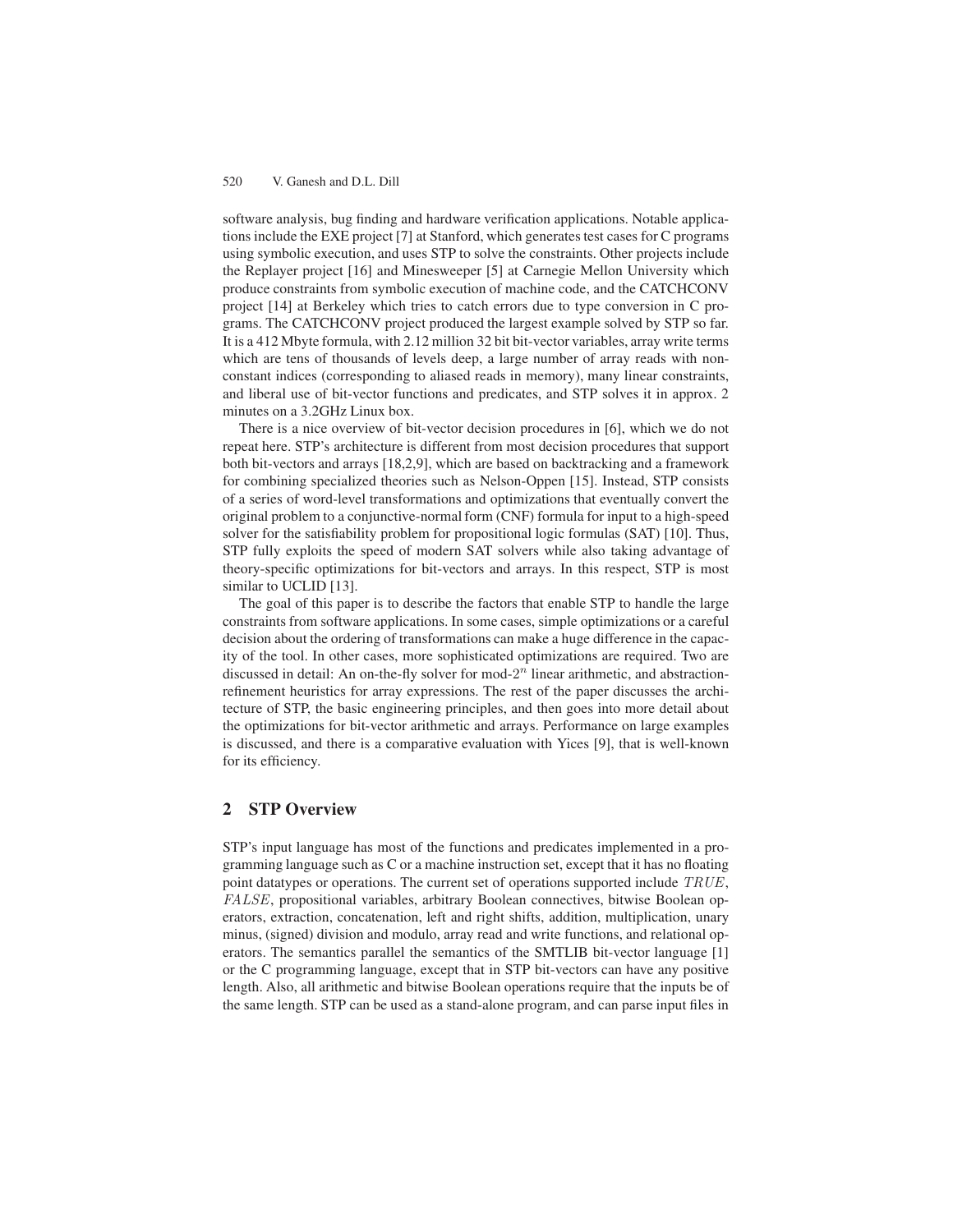software analysis, bug finding and hardware verification applications. Notable applications include the EXE project [7] at Stanford, which generates test cases for C programs using symbolic execution, and uses STP to solve the constraints. Other projects include the Replayer project [16] and Minesweeper [5] at Carnegie Mellon University which produce constraints from symbolic execution of machine code, and the CATCHCONV project [14] at Berkeley which tries to catch errors due to type conversion in C programs. The CATCHCONV project produced the largest example solved by STP so far. It is a 412 Mbyte formula, with 2.12 million 32 bit bit-vector variables, array write terms which are tens of thousands of levels deep, a large number of array reads with non-constant indices (corresponding to aliased reads in memory), many linear constraints, and liberal use of bit-vector functions and predicates, and STP solves it in approx. 2 minutes on a 3.2GHz Linux box.

There is a nice overview of bit-vector decision procedures in [6], which we do not repeat here. STP's architecture is different from most decision procedures that support both bit-vectors and arrays [18,2,9], which are based on backtracking and a framework for combining specialized theories such as Nelson-Oppen [15]. Instead, STP consists of a series of word-level transformations and optimizations that eventually convert the original problem to a conjunctive-normal form (CNF) formula for input to a high-speed solver for the satisfiability problem for propositional logic formulas (SAT) [10]. Thus, STP fully exploits the speed of modern SAT solvers while also taking advantage of theory-specific optimizations for bit-vectors and arrays. In this respect, STP is most similar to UCLID [13].

The goal of this paper is to describe the factors that enable STP to handle the large constraints from software applications. In some cases, simple optimizations or a careful decision about the ordering of transformations can make a huge difference in the capacity of the tool. In other cases, more sophisticated optimizations are required. Two are discussed in detail: An on-the-fly solver for mod-$2^n$ linear arithmetic, and abstraction-refinement heuristics for array expressions. The rest of the paper discusses the architecture of STP, the basic engineering principles, and then goes into more detail about the optimizations for bit-vector arithmetic and arrays. Performance on large examples is discussed, and there is a comparative evaluation with Yices [9], that is well-known for its efficiency.

## 2 STP Overview

STP's input language has most of the functions and predicates implemented in a programming language such as C or a machine instruction set, except that it has no floating point datatypes or operations. The current set of operations supported include $TRUE$, $FALSE$, propositional variables, arbitrary Boolean connectives, bitwise Boolean operators, extraction, concatenation, left and right shifts, addition, multiplication, unary minus, (signed) division and modulo, array read and write functions, and relational operators. The semantics parallel the semantics of the SMTLIB bit-vector language [1] or the C programming language, except that in STP bit-vectors can have any positive length. Also, all arithmetic and bitwise Boolean operations require that the inputs be of the same length. STP can be used as a stand-alone program, and can parse input files in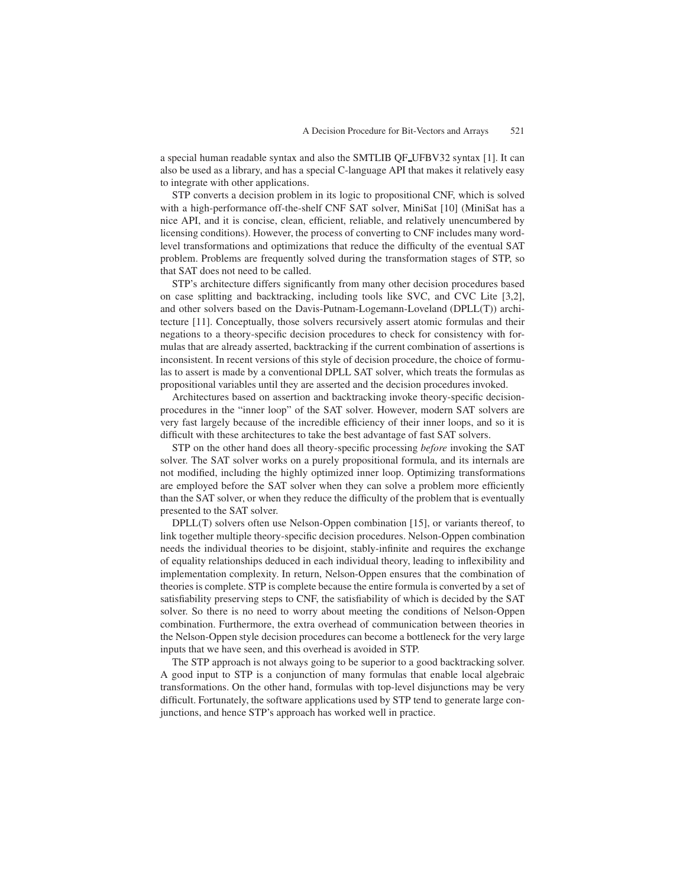a special human readable syntax and also the SMTLIB QF_UFBV32 syntax [1]. It can also be used as a library, and has a special C-language API that makes it relatively easy to integrate with other applications.

STP converts a decision problem in its logic to propositional CNF, which is solved with a high-performance off-the-shelf CNF SAT solver, MiniSat [10] (MiniSat has a nice API, and it is concise, clean, efficient, reliable, and relatively unencumbered by licensing conditions). However, the process of converting to CNF includes many word-level transformations and optimizations that reduce the difficulty of the eventual SAT problem. Problems are frequently solved during the transformation stages of STP, so that SAT does not need to be called.

STP's architecture differs significantly from many other decision procedures based on case splitting and backtracking, including tools like SVC, and CVC Lite [3,2], and other solvers based on the Davis-Putnam-Logemann-Loveland (DPLL(T)) architecture [11]. Conceptually, those solvers recursively assert atomic formulas and their negations to a theory-specific decision procedures to check for consistency with formulas that are already asserted, backtracking if the current combination of assertions is inconsistent. In recent versions of this style of decision procedure, the choice of formulas to assert is made by a conventional DPLL SAT solver, which treats the formulas as propositional variables until they are asserted and the decision procedures invoked.

Architectures based on assertion and backtracking invoke theory-specific decision-procedures in the "inner loop" of the SAT solver. However, modern SAT solvers are very fast largely because of the incredible efficiency of their inner loops, and so it is difficult with these architectures to take the best advantage of fast SAT solvers.

STP on the other hand does all theory-specific processing *before* invoking the SAT solver. The SAT solver works on a purely propositional formula, and its internals are not modified, including the highly optimized inner loop. Optimizing transformations are employed before the SAT solver when they can solve a problem more efficiently than the SAT solver, or when they reduce the difficulty of the problem that is eventually presented to the SAT solver.

DPLL(T) solvers often use Nelson-Oppen combination [15], or variants thereof, to link together multiple theory-specific decision procedures. Nelson-Oppen combination needs the individual theories to be disjoint, stably-infinite and requires the exchange of equality relationships deduced in each individual theory, leading to inflexibility and implementation complexity. In return, Nelson-Oppen ensures that the combination of theories is complete. STP is complete because the entire formula is converted by a set of satisfiability preserving steps to CNF, the satisfiability of which is decided by the SAT solver. So there is no need to worry about meeting the conditions of Nelson-Oppen combination. Furthermore, the extra overhead of communication between theories in the Nelson-Oppen style decision procedures can become a bottleneck for the very large inputs that we have seen, and this overhead is avoided in STP.

The STP approach is not always going to be superior to a good backtracking solver. A good input to STP is a conjunction of many formulas that enable local algebraic transformations. On the other hand, formulas with top-level disjunctions may be very difficult. Fortunately, the software applications used by STP tend to generate large conjunctions, and hence STP's approach has worked well in practice.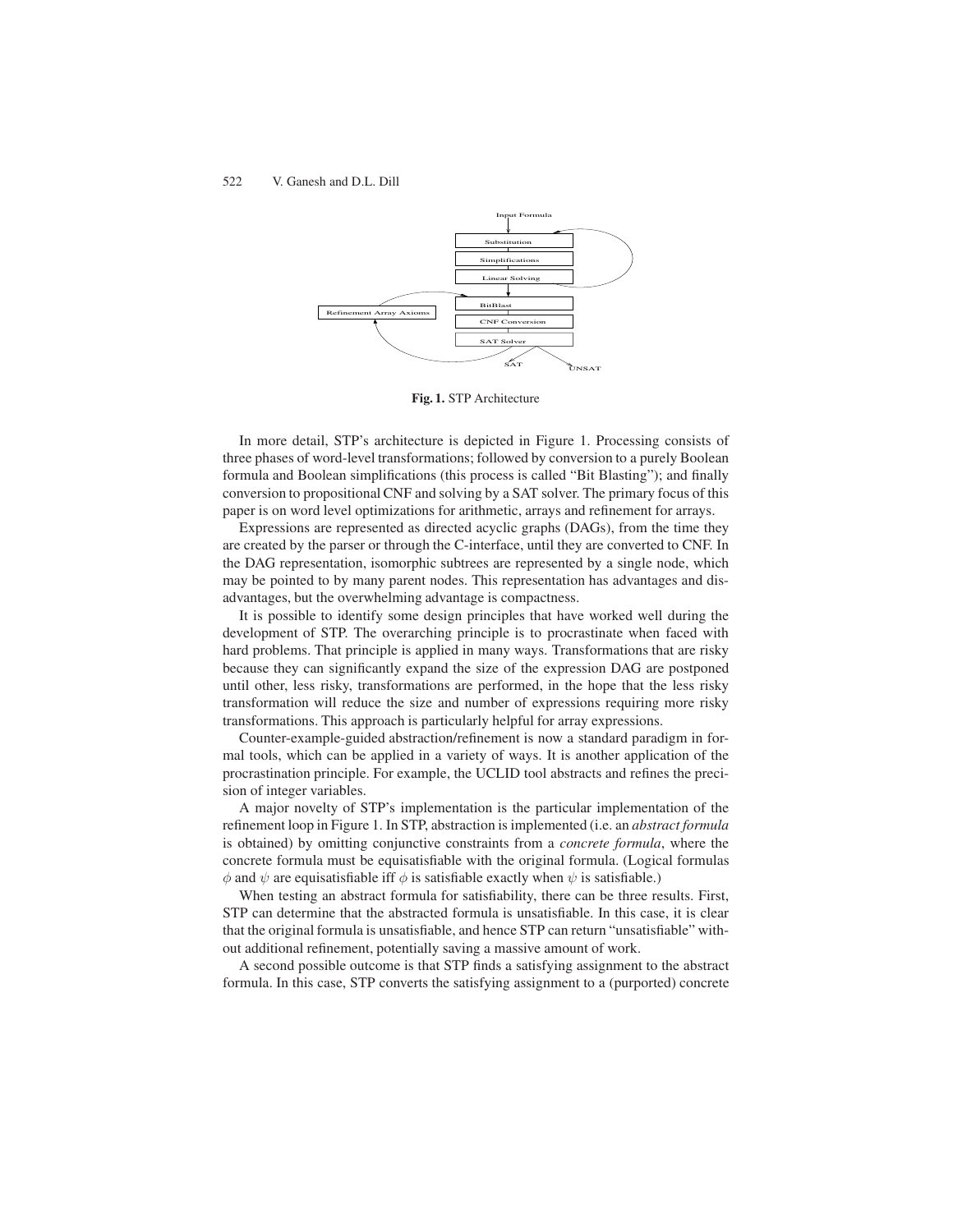Input Formula

Substitution

Simplifications

Linear Solving

BitBlast

Refinement Array Axioms

CNF Conversion

SAT Solver

SAT

UNSAT

**Fig. 1.** STP Architecture

In more detail, STP's architecture is depicted in Figure 1. Processing consists of three phases of word-level transformations; followed by conversion to a purely Boolean formula and Boolean simplifications (this process is called "Bit Blasting"); and finally conversion to propositional CNF and solving by a SAT solver. The primary focus of this paper is on word level optimizations for arithmetic, arrays and refinement for arrays.

Expressions are represented as directed acyclic graphs (DAGs), from the time they are created by the parser or through the C-interface, until they are converted to CNF. In the DAG representation, isomorphic subtrees are represented by a single node, which may be pointed to by many parent nodes. This representation has advantages and disadvantages, but the overwhelming advantage is compactness.

It is possible to identify some design principles that have worked well during the development of STP. The overarching principle is to procrastinate when faced with hard problems. That principle is applied in many ways. Transformations that are risky because they can significantly expand the size of the expression DAG are postponed until other, less risky, transformations are performed, in the hope that the less risky transformation will reduce the size and number of expressions requiring more risky transformations. This approach is particularly helpful for array expressions.

Counter-example-guided abstraction/refinement is now a standard paradigm in formal tools, which can be applied in a variety of ways. It is another application of the procrastination principle. For example, the UCLID tool abstracts and refines the precision of integer variables.

A major novelty of STP's implementation is the particular implementation of the refinement loop in Figure 1. In STP, abstraction is implemented (i.e. an *abstract formula* is obtained) by omitting conjunctive constraints from a *concrete formula*, where the concrete formula must be equisatisfiable with the original formula. (Logical formulas $\phi$ and $\psi$ are equisatisfiable iff $\phi$ is satisfiable exactly when $\psi$ is satisfiable.)

When testing an abstract formula for satisfiability, there can be three results. First, STP can determine that the abstracted formula is unsatisfiable. In this case, it is clear that the original formula is unsatisfiable, and hence STP can return "unsatisfiable" without additional refinement, potentially saving a massive amount of work.

A second possible outcome is that STP finds a satisfying assignment to the abstract formula. In this case, STP converts the satisfying assignment to a (purported) concrete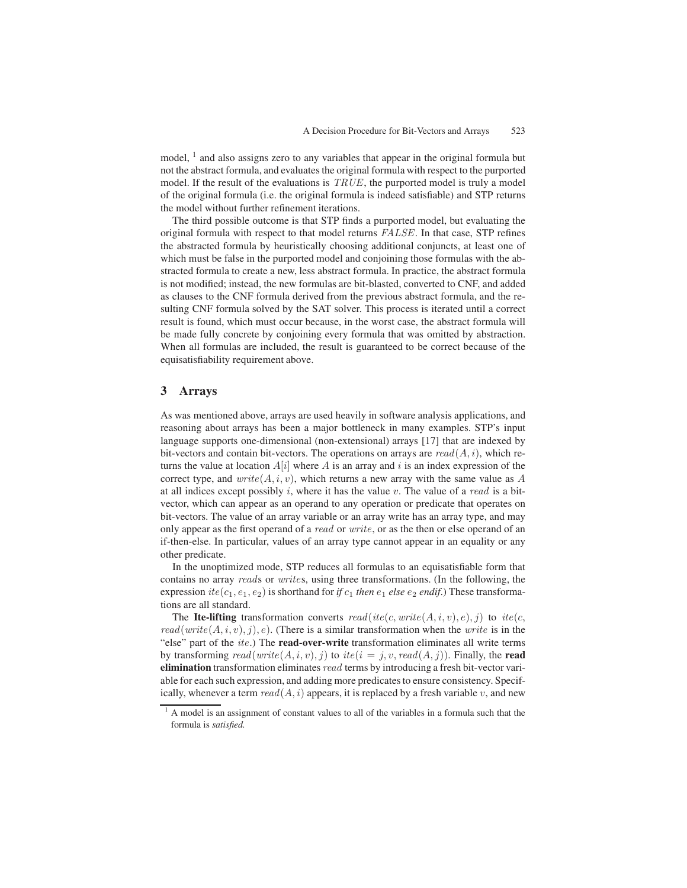model, [1] and also assigns zero to any variables that appear in the original formula but not the abstract formula, and evaluates the original formula with respect to the purported model. If the result of the evaluations is $TRUE$, the purported model is truly a model of the original formula (i.e. the original formula is indeed satisfiable) and STP returns the model without further refinement iterations.

The third possible outcome is that STP finds a purported model, but evaluating the original formula with respect to that model returns $FALSE$. In that case, STP refines the abstracted formula by heuristically choosing additional conjuncts, at least one of which must be false in the purported model and conjoining those formulas with the abstracted formula to create a new, less abstract formula. In practice, the abstract formula is not modified; instead, the new formulas are bit-blasted, converted to CNF, and added as clauses to the CNF formula derived from the previous abstract formula, and the resulting CNF formula solved by the SAT solver. This process is iterated until a correct result is found, which must occur because, in the worst case, the abstract formula will be made fully concrete by conjoining every formula that was omitted by abstraction. When all formulas are included, the result is guaranteed to be correct because of the equisatisfiability requirement above.

## 3 Arrays

As was mentioned above, arrays are used heavily in software analysis applications, and reasoning about arrays has been a major bottleneck in many examples. STP's input language supports one-dimensional (non-extensional) arrays [17] that are indexed by bit-vectors and contain bit-vectors. The operations on arrays are $read(A, i)$, which returns the value at location $A[i]$ where $A$ is an array and $i$ is an index expression of the correct type, and $write(A, i, v)$, which returns a new array with the same value as $A$ at all indices except possibly $i$, where it has the value $v$. The value of a $read$ is a bit-vector, which can appear as an operand to any operation or predicate that operates on bit-vectors. The value of an array variable or an array write has an array type, and may only appear as the first operand of a $read$ or $write$, or as the then or else operand of an if-then-else. In particular, values of an array type cannot appear in an equality or any other predicate.

In the unoptimized mode, STP reduces all formulas to an equisatisfiable form that contains no array $read$s or $write$s, using three transformations. (In the following, the expression $ite(c_1, e_1, e_2)$ is shorthand for *if* $c_1$ *then* $e_1$ *else* $e_2$ *endif*.) These transformations are all standard.

The **Ite-lifting** transformation converts $read(ite(c, write(A, i, v), e), j)$ to $ite(c, read(write(A, i, v), j), e)$. (There is a similar transformation when the $write$ is in the "else" part of the $ite$.) The **read-over-write** transformation eliminates all write terms by transforming $read(write(A, i, v), j)$ to $ite(i = j, v, read(A, j))$. Finally, the **read elimination** transformation eliminates $read$ terms by introducing a fresh bit-vector variable for each such expression, and adding more predicates to ensure consistency. Specifically, whenever a term $read(A, i)$ appears, it is replaced by a fresh variable $v$, and new

[1] A model is an assignment of constant values to all of the variables in a formula such that the formula is *satisfied*.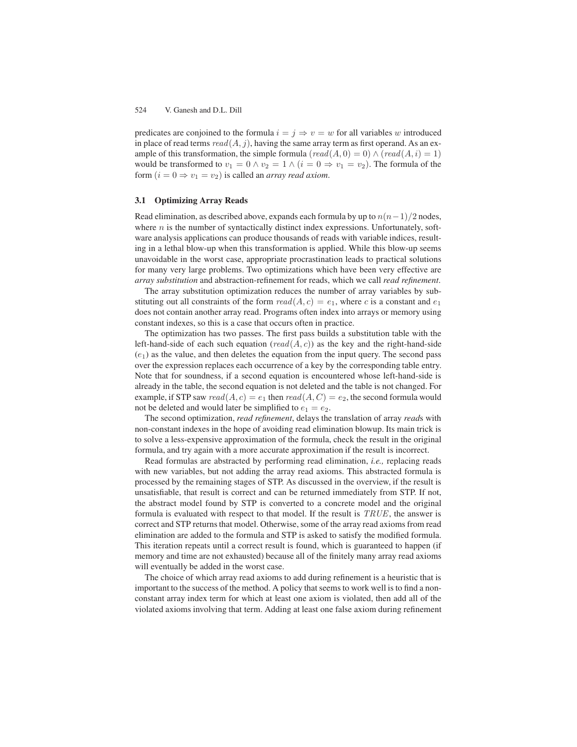predicates are conjoined to the formula $i = j \Rightarrow v = w$ for all variables $w$ introduced in place of read terms $read(A, j)$, having the same array term as first operand. As an example of this transformation, the simple formula $(read(A, 0) = 0) \wedge (read(A, i) = 1)$ would be transformed to $v_1 = 0 \wedge v_2 = 1 \wedge (i = 0 \Rightarrow v_1 = v_2)$. The formula of the form $(i = 0 \Rightarrow v_1 = v_2)$ is called an *array read axiom*.

### 3.1 Optimizing Array Reads

Read elimination, as described above, expands each formula by up to $n(n-1)/2$ nodes, where $n$ is the number of syntactically distinct index expressions. Unfortunately, software analysis applications can produce thousands of reads with variable indices, resulting in a lethal blow-up when this transformation is applied. While this blow-up seems unavoidable in the worst case, appropriate procrastination leads to practical solutions for many very large problems. Two optimizations which have been very effective are *array substitution* and abstraction-refinement for reads, which we call *read refinement*.

The array substitution optimization reduces the number of array variables by substituting out all constraints of the form $read(A, c) = e_1$, where $c$ is a constant and $e_1$ does not contain another array read. Programs often index into arrays or memory using constant indexes, so this is a case that occurs often in practice.

The optimization has two passes. The first pass builds a substitution table with the left-hand-side of each such equation ($read(A, c)$) as the key and the right-hand-side ($e_1$) as the value, and then deletes the equation from the input query. The second pass over the expression replaces each occurrence of a key by the corresponding table entry. Note that for soundness, if a second equation is encountered whose left-hand-side is already in the table, the second equation is not deleted and the table is not changed. For example, if STP saw $read(A, c) = e_1$ then $read(A, C) = e_2$, the second formula would not be deleted and would later be simplified to $e_1 = e_2$.

The second optimization, *read refinement*, delays the translation of array *read*s with non-constant indexes in the hope of avoiding read elimination blowup. Its main trick is to solve a less-expensive approximation of the formula, check the result in the original formula, and try again with a more accurate approximation if the result is incorrect.

Read formulas are abstracted by performing read elimination, *i.e.,* replacing reads with new variables, but not adding the array read axioms. This abstracted formula is processed by the remaining stages of STP. As discussed in the overview, if the result is unsatisfiable, that result is correct and can be returned immediately from STP. If not, the abstract model found by STP is converted to a concrete model and the original formula is evaluated with respect to that model. If the result is $TRUE$, the answer is correct and STP returns that model. Otherwise, some of the array read axioms from read elimination are added to the formula and STP is asked to satisfy the modified formula. This iteration repeats until a correct result is found, which is guaranteed to happen (if memory and time are not exhausted) because all of the finitely many array read axioms will eventually be added in the worst case.

The choice of which array read axioms to add during refinement is a heuristic that is important to the success of the method. A policy that seems to work well is to find a non-constant array index term for which at least one axiom is violated, then add all of the violated axioms involving that term. Adding at least one false axiom during refinement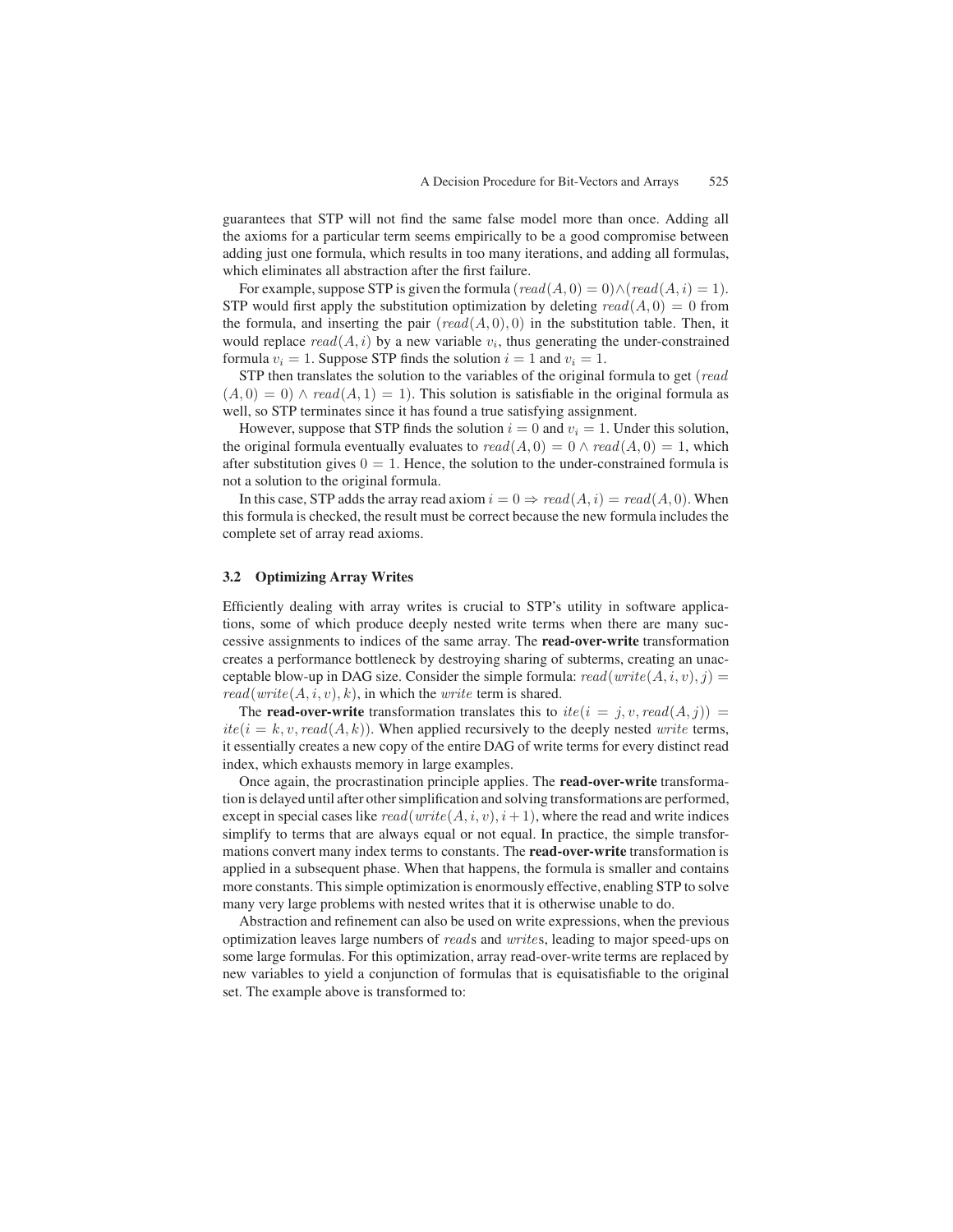guarantees that STP will not find the same false model more than once. Adding all the axioms for a particular term seems empirically to be a good compromise between adding just one formula, which results in too many iterations, and adding all formulas, which eliminates all abstraction after the first failure.

For example, suppose STP is given the formula $(read(A, 0) = 0) \wedge (read(A, i) = 1)$. STP would first apply the substitution optimization by deleting $read(A, 0) = 0$ from the formula, and inserting the pair $(read(A, 0), 0)$ in the substitution table. Then, it would replace $read(A, i)$ by a new variable $v_i$, thus generating the under-constrained formula $v_i = 1$. Suppose STP finds the solution $i = 1$ and $v_i = 1$.

STP then translates the solution to the variables of the original formula to get $(read(A, 0) = 0) \wedge read(A, 1) = 1)$. This solution is satisfiable in the original formula as well, so STP terminates since it has found a true satisfying assignment.

However, suppose that STP finds the solution $i = 0$ and $v_i = 1$. Under this solution, the original formula eventually evaluates to $read(A, 0) = 0 \wedge read(A, 0) = 1$, which after substitution gives $0 = 1$. Hence, the solution to the under-constrained formula is not a solution to the original formula.

In this case, STP adds the array read axiom $i = 0 \Rightarrow read(A, i) = read(A, 0)$. When this formula is checked, the result must be correct because the new formula includes the complete set of array read axioms.

### 3.2 Optimizing Array Writes

Efficiently dealing with array writes is crucial to STP's utility in software applications, some of which produce deeply nested write terms when there are many successive assignments to indices of the same array. The **read-over-write** transformation creates a performance bottleneck by destroying sharing of subterms, creating an unacceptable blow-up in DAG size. Consider the simple formula: $read(write(A, i, v), j) = read(write(A, i, v), k)$, in which the $write$ term is shared.

The **read-over-write** transformation translates this to $ite(i = j, v, read(A, j)) = ite(i = k, v, read(A, k))$. When applied recursively to the deeply nested $write$ terms, it essentially creates a new copy of the entire DAG of write terms for every distinct read index, which exhausts memory in large examples.

Once again, the procrastination principle applies. The **read-over-write** transformation is delayed until after other simplification and solving transformations are performed, except in special cases like $read(write(A, i, v), i + 1)$, where the read and write indices simplify to terms that are always equal or not equal. In practice, the simple transformations convert many index terms to constants. The **read-over-write** transformation is applied in a subsequent phase. When that happens, the formula is smaller and contains more constants. This simple optimization is enormously effective, enabling STP to solve many very large problems with nested writes that it is otherwise unable to do.

Abstraction and refinement can also be used on write expressions, when the previous optimization leaves large numbers of $read$s and $write$s, leading to major speed-ups on some large formulas. For this optimization, array read-over-write terms are replaced by new variables to yield a conjunction of formulas that is equisatisfiable to the original set. The example above is transformed to: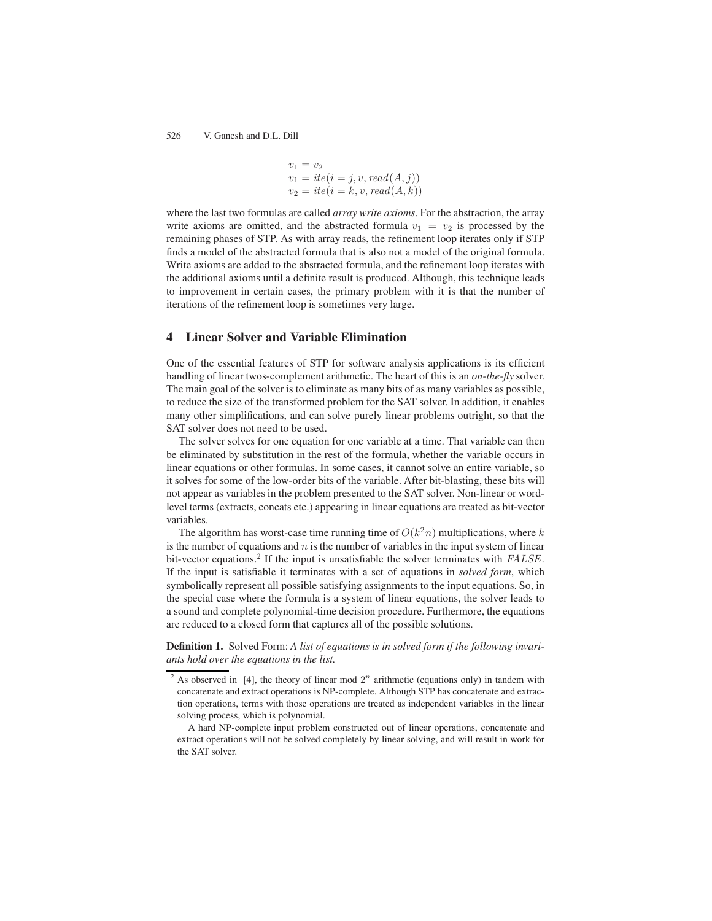$$v_1 = v_2$$
$$v_1 = ite(i = j, v, read(A, j))$$
$$v_2 = ite(i = k, v, read(A, k))$$

where the last two formulas are called *array write axioms*. For the abstraction, the array write axioms are omitted, and the abstracted formula $v_1 = v_2$ is processed by the remaining phases of STP. As with array reads, the refinement loop iterates only if STP finds a model of the abstracted formula that is also not a model of the original formula. Write axioms are added to the abstracted formula, and the refinement loop iterates with the additional axioms until a definite result is produced. Although, this technique leads to improvement in certain cases, the primary problem with it is that the number of iterations of the refinement loop is sometimes very large.

## 4 Linear Solver and Variable Elimination

One of the essential features of STP for software analysis applications is its efficient handling of linear twos-complement arithmetic. The heart of this is an *on-the-fly* solver. The main goal of the solver is to eliminate as many bits of as many variables as possible, to reduce the size of the transformed problem for the SAT solver. In addition, it enables many other simplifications, and can solve purely linear problems outright, so that the SAT solver does not need to be used.

The solver solves for one equation for one variable at a time. That variable can then be eliminated by substitution in the rest of the formula, whether the variable occurs in linear equations or other formulas. In some cases, it cannot solve an entire variable, so it solves for some of the low-order bits of the variable. After bit-blasting, these bits will not appear as variables in the problem presented to the SAT solver. Non-linear or word-level terms (extracts, concats etc.) appearing in linear equations are treated as bit-vector variables.

The algorithm has worst-case time running time of $O(k^2 n)$ multiplications, where $k$ is the number of equations and $n$ is the number of variables in the input system of linear bit-vector equations.[2] If the input is unsatisfiable the solver terminates with $FALSE$. If the input is satisfiable it terminates with a set of equations in *solved form*, which symbolically represent all possible satisfying assignments to the input equations. So, in the special case where the formula is a system of linear equations, the solver leads to a sound and complete polynomial-time decision procedure. Furthermore, the equations are reduced to a closed form that captures all of the possible solutions.

**Definition 1.** Solved Form: *A list of equations is in solved form if the following invariants hold over the equations in the list.*

[2] As observed in [4], the theory of linear mod $2^n$ arithmetic (equations only) in tandem with concatenate and extract operations is NP-complete. Although STP has concatenate and extraction operations, terms with those operations are treated as independent variables in the linear solving process, which is polynomial.

A hard NP-complete input problem constructed out of linear operations, concatenate and extract operations will not be solved completely by linear solving, and will result in work for the SAT solver.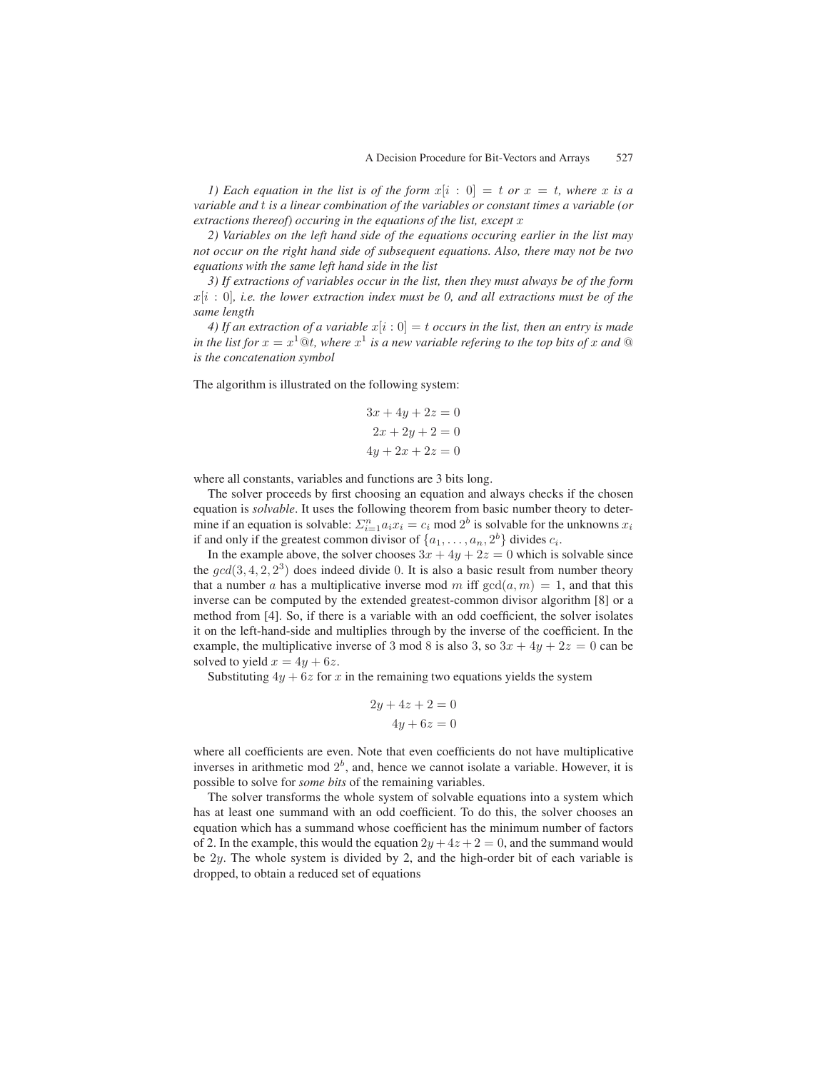*1) Each equation in the list is of the form $x[i : 0] = t$ or $x = t$, where $x$ is a variable and $t$ is a linear combination of the variables or constant times a variable (or extractions thereof) occuring in the equations of the list, except $x$*

*2) Variables on the left hand side of the equations occuring earlier in the list may not occur on the right hand side of subsequent equations. Also, there may not be two equations with the same left hand side in the list*

*3) If extractions of variables occur in the list, then they must always be of the form $x[i : 0]$, i.e. the lower extraction index must be 0, and all extractions must be of the same length*

*4) If an extraction of a variable $x[i : 0] = t$ occurs in the list, then an entry is made in the list for $x = x^1@t$, where $x^1$ is a new variable refering to the top bits of $x$ and @ is the concatenation symbol*

The algorithm is illustrated on the following system:

$$3x + 4y + 2z = 0$$
$$2x + 2y + 2 = 0$$
$$4y + 2x + 2z = 0$$

where all constants, variables and functions are 3 bits long.

The solver proceeds by first choosing an equation and always checks if the chosen equation is *solvable*. It uses the following theorem from basic number theory to determine if an equation is solvable: $\Sigma_{i=1}^{n} a_i x_i = c_i \bmod 2^b$ is solvable for the unknowns $x_i$ if and only if the greatest common divisor of $\{a_1, \ldots, a_n, 2^b\}$ divides $c_i$.

In the example above, the solver chooses $3x + 4y + 2z = 0$ which is solvable since the $gcd(3, 4, 2, 2^3)$ does indeed divide $0$. It is also a basic result from number theory that a number $a$ has a multiplicative inverse mod $m$ iff $\gcd(a, m) = 1$, and that this inverse can be computed by the extended greatest-common divisor algorithm [8] or a method from [4]. So, if there is a variable with an odd coefficient, the solver isolates it on the left-hand-side and multiplies through by the inverse of the coefficient. In the example, the multiplicative inverse of 3 mod 8 is also 3, so $3x + 4y + 2z = 0$ can be solved to yield $x = 4y + 6z$.

Substituting $4y + 6z$ for $x$ in the remaining two equations yields the system

$$2y + 4z + 2 = 0$$
$$4y + 6z = 0$$

where all coefficients are even. Note that even coefficients do not have multiplicative inverses in arithmetic mod $2^b$, and, hence we cannot isolate a variable. However, it is possible to solve for *some bits* of the remaining variables.

The solver transforms the whole system of solvable equations into a system which has at least one summand with an odd coefficient. To do this, the solver chooses an equation which has a summand whose coefficient has the minimum number of factors of 2. In the example, this would the equation $2y + 4z + 2 = 0$, and the summand would be $2y$. The whole system is divided by 2, and the high-order bit of each variable is dropped, to obtain a reduced set of equations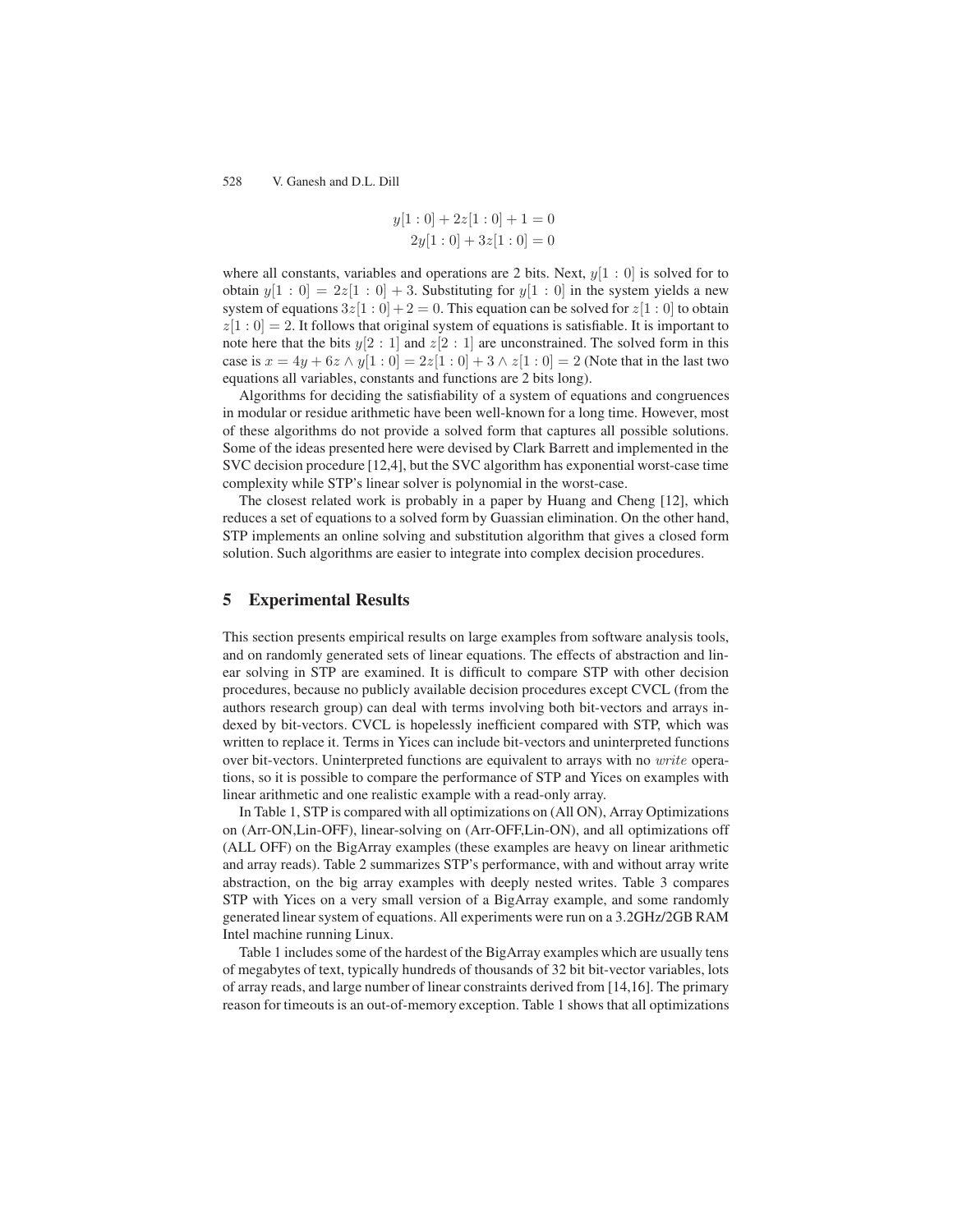$$y[1:0] + 2z[1:0] + 1 = 0$$
$$2y[1:0] + 3z[1:0] = 0$$

where all constants, variables and operations are 2 bits. Next, $y[1:0]$ is solved for to obtain $y[1:0] = 2z[1:0] + 3$. Substituting for $y[1:0]$ in the system yields a new system of equations $3z[1:0] + 2 = 0$. This equation can be solved for $z[1:0]$ to obtain $z[1:0] = 2$. It follows that original system of equations is satisfiable. It is important to note here that the bits $y[2:1]$ and $z[2:1]$ are unconstrained. The solved form in this case is $x = 4y + 6z \wedge y[1:0] = 2z[1:0] + 3 \wedge z[1:0] = 2$ (Note that in the last two equations all variables, constants and functions are 2 bits long).

Algorithms for deciding the satisfiability of a system of equations and congruences in modular or residue arithmetic have been well-known for a long time. However, most of these algorithms do not provide a solved form that captures all possible solutions. Some of the ideas presented here were devised by Clark Barrett and implemented in the SVC decision procedure [12,4], but the SVC algorithm has exponential worst-case time complexity while STP's linear solver is polynomial in the worst-case.

The closest related work is probably in a paper by Huang and Cheng [12], which reduces a set of equations to a solved form by Guassian elimination. On the other hand, STP implements an online solving and substitution algorithm that gives a closed form solution. Such algorithms are easier to integrate into complex decision procedures.

## 5 Experimental Results

This section presents empirical results on large examples from software analysis tools, and on randomly generated sets of linear equations. The effects of abstraction and linear solving in STP are examined. It is difficult to compare STP with other decision procedures, because no publicly available decision procedures except CVCL (from the authors research group) can deal with terms involving both bit-vectors and arrays indexed by bit-vectors. CVCL is hopelessly inefficient compared with STP, which was written to replace it. Terms in Yices can include bit-vectors and uninterpreted functions over bit-vectors. Uninterpreted functions are equivalent to arrays with no *write* operations, so it is possible to compare the performance of STP and Yices on examples with linear arithmetic and one realistic example with a read-only array.

In Table 1, STP is compared with all optimizations on (All ON), Array Optimizations on (Arr-ON,Lin-OFF), linear-solving on (Arr-OFF,Lin-ON), and all optimizations off (ALL OFF) on the BigArray examples (these examples are heavy on linear arithmetic and array reads). Table 2 summarizes STP's performance, with and without array write abstraction, on the big array examples with deeply nested writes. Table 3 compares STP with Yices on a very small version of a BigArray example, and some randomly generated linear system of equations. All experiments were run on a 3.2GHz/2GB RAM Intel machine running Linux.

Table 1 includes some of the hardest of the BigArray examples which are usually tens of megabytes of text, typically hundreds of thousands of 32 bit bit-vector variables, lots of array reads, and large number of linear constraints derived from [14,16]. The primary reason for timeouts is an out-of-memory exception. Table 1 shows that all optimizations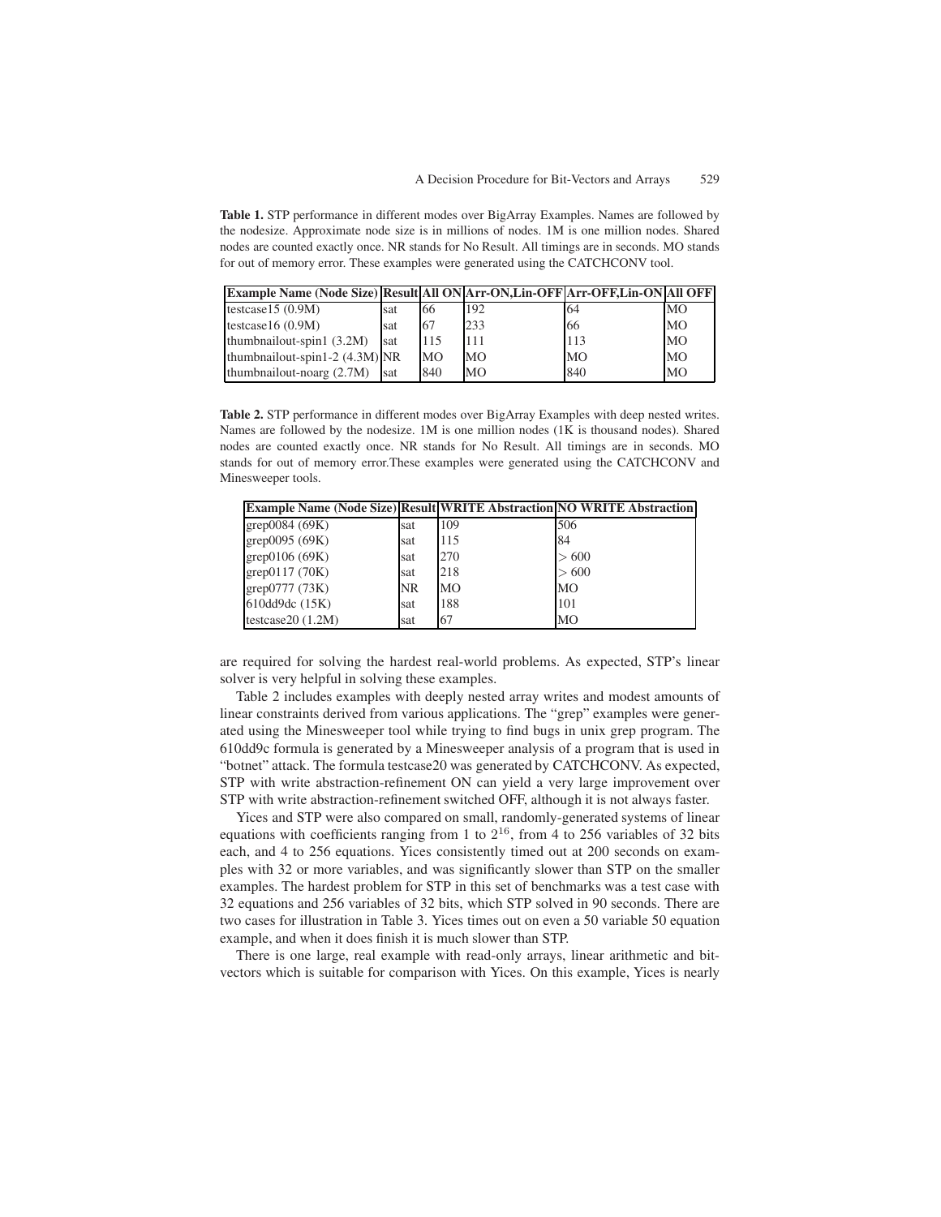**Table 1.** STP performance in different modes over BigArray Examples. Names are followed by the nodesize. Approximate node size is in millions of nodes. 1M is one million nodes. Shared nodes are counted exactly once. NR stands for No Result. All timings are in seconds. MO stands for out of memory error. These examples were generated using the CATCHCONV tool.

| Example Name (Node Size) | Result | All ON | Arr-ON,Lin-OFF | Arr-OFF,Lin-ON | All OFF |
|---|---|---|---|---|---|
| testcase15 (0.9M) | sat | 66 | 192 | 64 | MO |
| testcase16 (0.9M) | sat | 67 | 233 | 66 | MO |
| thumbnailout-spin1 (3.2M) | sat | 115 | 111 | 113 | MO |
| thumbnailout-spin1-2 (4.3M) | NR | MO | MO | MO | MO |
| thumbnailout-noarg (2.7M) | sat | 840 | MO | 840 | MO |

**Table 2.** STP performance in different modes over BigArray Examples with deep nested writes. Names are followed by the nodesize. 1M is one million nodes (1K is thousand nodes). Shared nodes are counted exactly once. NR stands for No Result. All timings are in seconds. MO stands for out of memory error.These examples were generated using the CATCHCONV and Minesweeper tools.

| Example Name (Node Size) | Result | WRITE Abstraction | NO WRITE Abstraction |
|---|---|---|---|
| grep0084 (69K) | sat | 109 | 506 |
| grep0095 (69K) | sat | 115 | 84 |
| grep0106 (69K) | sat | 270 | $> 600$ |
| grep0117 (70K) | sat | 218 | $> 600$ |
| grep0777 (73K) | NR | MO | MO |
| 610dd9dc (15K) | sat | 188 | 101 |
| testcase20 (1.2M) | sat | 67 | MO |

are required for solving the hardest real-world problems. As expected, STP's linear solver is very helpful in solving these examples.

Table 2 includes examples with deeply nested array writes and modest amounts of linear constraints derived from various applications. The "grep" examples were generated using the Minesweeper tool while trying to find bugs in unix grep program. The 610dd9c formula is generated by a Minesweeper analysis of a program that is used in "botnet" attack. The formula testcase20 was generated by CATCHCONV. As expected, STP with write abstraction-refinement ON can yield a very large improvement over STP with write abstraction-refinement switched OFF, although it is not always faster.

Yices and STP were also compared on small, randomly-generated systems of linear equations with coefficients ranging from 1 to $2^{16}$, from 4 to 256 variables of 32 bits each, and 4 to 256 equations. Yices consistently timed out at 200 seconds on examples with 32 or more variables, and was significantly slower than STP on the smaller examples. The hardest problem for STP in this set of benchmarks was a test case with 32 equations and 256 variables of 32 bits, which STP solved in 90 seconds. There are two cases for illustration in Table 3. Yices times out on even a 50 variable 50 equation example, and when it does finish it is much slower than STP.

There is one large, real example with read-only arrays, linear arithmetic and bit-vectors which is suitable for comparison with Yices. On this example, Yices is nearly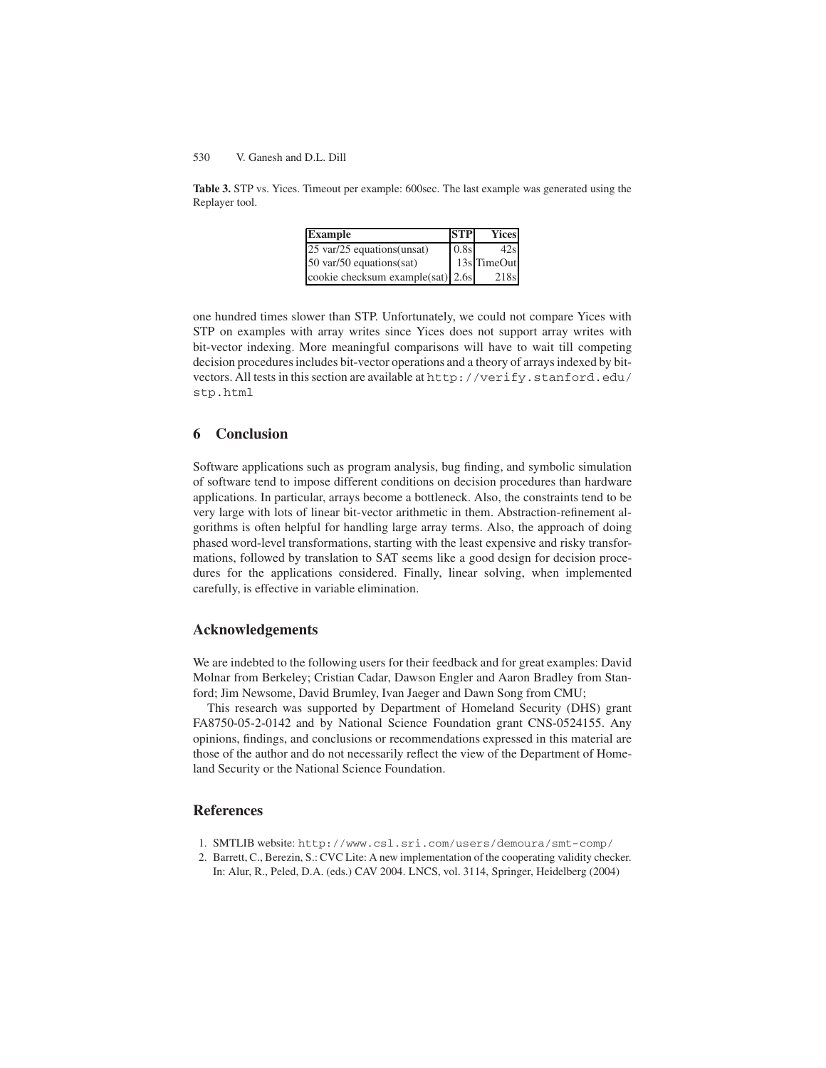**Table 3.** STP vs. Yices. Timeout per example: 600sec. The last example was generated using the Replayer tool.

| Example | STP | Yices |
|---|---|---|
| 25 var/25 equations(unsat) | 0.8s | 42s |
| 50 var/50 equations(sat) | 13s | TimeOut |
| cookie checksum example(sat) | 2.6s | 218s |

one hundred times slower than STP. Unfortunately, we could not compare Yices with STP on examples with array writes since Yices does not support array writes with bit-vector indexing. More meaningful comparisons will have to wait till competing decision procedures includes bit-vector operations and a theory of arrays indexed by bit-vectors. All tests in this section are available at `http://verify.stanford.edu/stp.html`

## 6 Conclusion

Software applications such as program analysis, bug finding, and symbolic simulation of software tend to impose different conditions on decision procedures than hardware applications. In particular, arrays become a bottleneck. Also, the constraints tend to be very large with lots of linear bit-vector arithmetic in them. Abstraction-refinement algorithms is often helpful for handling large array terms. Also, the approach of doing phased word-level transformations, starting with the least expensive and risky transformations, followed by translation to SAT seems like a good design for decision procedures for the applications considered. Finally, linear solving, when implemented carefully, is effective in variable elimination.

## Acknowledgements

We are indebted to the following users for their feedback and for great examples: David Molnar from Berkeley; Cristian Cadar, Dawson Engler and Aaron Bradley from Stanford; Jim Newsome, David Brumley, Ivan Jaeger and Dawn Song from CMU;

This research was supported by Department of Homeland Security (DHS) grant FA8750-05-2-0142 and by National Science Foundation grant CNS-0524155. Any opinions, findings, and conclusions or recommendations expressed in this material are those of the author and do not necessarily reflect the view of the Department of Homeland Security or the National Science Foundation.

## References

1. SMTLIB website: `http://www.csl.sri.com/users/demoura/smt-comp/`
2. Barrett, C., Berezin, S.: CVC Lite: A new implementation of the cooperating validity checker. In: Alur, R., Peled, D.A. (eds.) CAV 2004. LNCS, vol. 3114, Springer, Heidelberg (2004)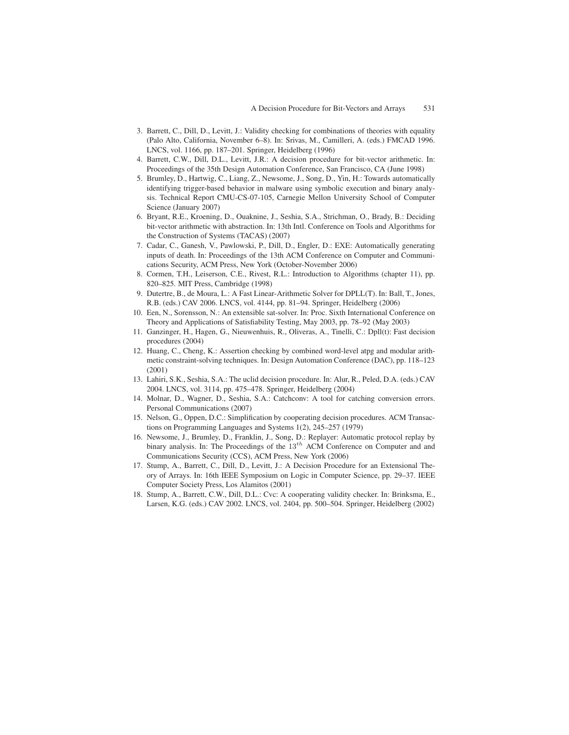3. Barrett, C., Dill, D., Levitt, J.: Validity checking for combinations of theories with equality (Palo Alto, California, November 6–8). In: Srivas, M., Camilleri, A. (eds.) FMCAD 1996. LNCS, vol. 1166, pp. 187–201. Springer, Heidelberg (1996)
4. Barrett, C.W., Dill, D.L., Levitt, J.R.: A decision procedure for bit-vector arithmetic. In: Proceedings of the 35th Design Automation Conference, San Francisco, CA (June 1998)
5. Brumley, D., Hartwig, C., Liang, Z., Newsome, J., Song, D., Yin, H.: Towards automatically identifying trigger-based behavior in malware using symbolic execution and binary analysis. Technical Report CMU-CS-07-105, Carnegie Mellon University School of Computer Science (January 2007)
6. Bryant, R.E., Kroening, D., Ouaknine, J., Seshia, S.A., Strichman, O., Brady, B.: Deciding bit-vector arithmetic with abstraction. In: 13th Intl. Conference on Tools and Algorithms for the Construction of Systems (TACAS) (2007)
7. Cadar, C., Ganesh, V., Pawlowski, P., Dill, D., Engler, D.: EXE: Automatically generating inputs of death. In: Proceedings of the 13th ACM Conference on Computer and Communications Security, ACM Press, New York (October-November 2006)
8. Cormen, T.H., Leiserson, C.E., Rivest, R.L.: Introduction to Algorithms (chapter 11), pp. 820–825. MIT Press, Cambridge (1998)
9. Dutertre, B., de Moura, L.: A Fast Linear-Arithmetic Solver for DPLL(T). In: Ball, T., Jones, R.B. (eds.) CAV 2006. LNCS, vol. 4144, pp. 81–94. Springer, Heidelberg (2006)
10. Een, N., Sorensson, N.: An extensible sat-solver. In: Proc. Sixth International Conference on Theory and Applications of Satisfiability Testing, May 2003, pp. 78–92 (May 2003)
11. Ganzinger, H., Hagen, G., Nieuwenhuis, R., Oliveras, A., Tinelli, C.: Dpll(t): Fast decision procedures (2004)
12. Huang, C., Cheng, K.: Assertion checking by combined word-level atpg and modular arithmetic constraint-solving techniques. In: Design Automation Conference (DAC), pp. 118–123 (2001)
13. Lahiri, S.K., Seshia, S.A.: The uclid decision procedure. In: Alur, R., Peled, D.A. (eds.) CAV 2004. LNCS, vol. 3114, pp. 475–478. Springer, Heidelberg (2004)
14. Molnar, D., Wagner, D., Seshia, S.A.: Catchconv: A tool for catching conversion errors. Personal Communications (2007)
15. Nelson, G., Oppen, D.C.: Simplification by cooperating decision procedures. ACM Transactions on Programming Languages and Systems 1(2), 245–257 (1979)
16. Newsome, J., Brumley, D., Franklin, J., Song, D.: Replayer: Automatic protocol replay by binary analysis. In: The Proceedings of the $13^{th}$ ACM Conference on Computer and and Communications Security (CCS), ACM Press, New York (2006)
17. Stump, A., Barrett, C., Dill, D., Levitt, J.: A Decision Procedure for an Extensional Theory of Arrays. In: 16th IEEE Symposium on Logic in Computer Science, pp. 29–37. IEEE Computer Society Press, Los Alamitos (2001)
18. Stump, A., Barrett, C.W., Dill, D.L.: Cvc: A cooperating validity checker. In: Brinksma, E., Larsen, K.G. (eds.) CAV 2002. LNCS, vol. 2404, pp. 500–504. Springer, Heidelberg (2002)